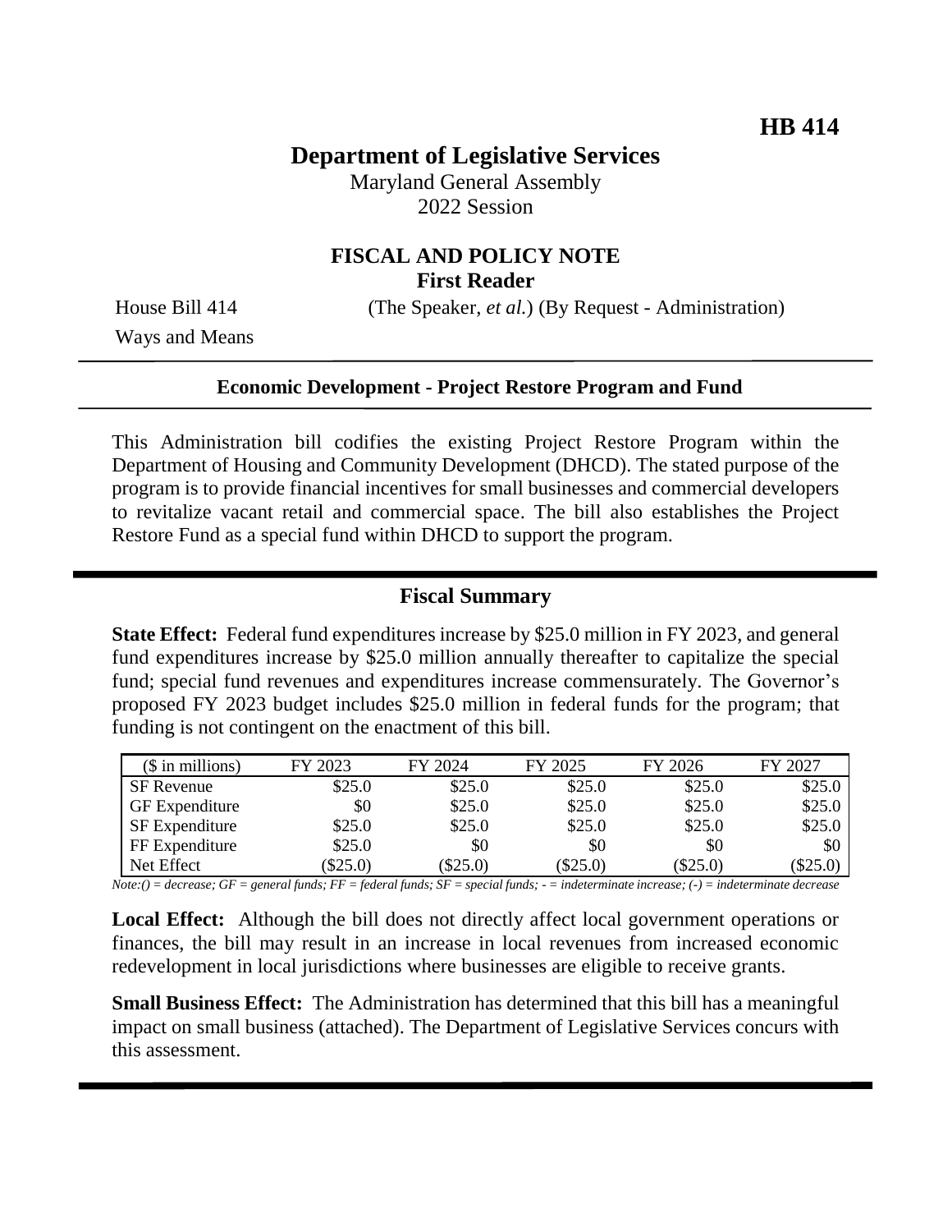**HB 414**

# Department of Legislative Services

Maryland General Assembly
2022 Session

## FISCAL AND POLICY NOTE
**First Reader**

House Bill 414 (The Speaker, *et al.*) (By Request - Administration)
Ways and Means

---

**Economic Development - Project Restore Program and Fund**

---

This Administration bill codifies the existing Project Restore Program within the Department of Housing and Community Development (DHCD). The stated purpose of the program is to provide financial incentives for small businesses and commercial developers to revitalize vacant retail and commercial space. The bill also establishes the Project Restore Fund as a special fund within DHCD to support the program.

---

## Fiscal Summary

**State Effect:** Federal fund expenditures increase by $25.0 million in FY 2023, and general fund expenditures increase by $25.0 million annually thereafter to capitalize the special fund; special fund revenues and expenditures increase commensurately. The Governor's proposed FY 2023 budget includes $25.0 million in federal funds for the program; that funding is not contingent on the enactment of this bill.

| ($ in millions) | FY 2023 | FY 2024 | FY 2025 | FY 2026 | FY 2027 |
|---|---|---|---|---|---|
| SF Revenue | $25.0 | $25.0 | $25.0 | $25.0 | $25.0 |
| GF Expenditure | $0 | $25.0 | $25.0 | $25.0 | $25.0 |
| SF Expenditure | $25.0 | $25.0 | $25.0 | $25.0 | $25.0 |
| FF Expenditure | $25.0 | $0 | $0 | $0 | $0 |
| Net Effect | ($25.0) | ($25.0) | ($25.0) | ($25.0) | ($25.0) |

*Note:() = decrease; GF = general funds; FF = federal funds; SF = special funds; - = indeterminate increase; (-) = indeterminate decrease*

**Local Effect:** Although the bill does not directly affect local government operations or finances, the bill may result in an increase in local revenues from increased economic redevelopment in local jurisdictions where businesses are eligible to receive grants.

**Small Business Effect:** The Administration has determined that this bill has a meaningful impact on small business (attached). The Department of Legislative Services concurs with this assessment.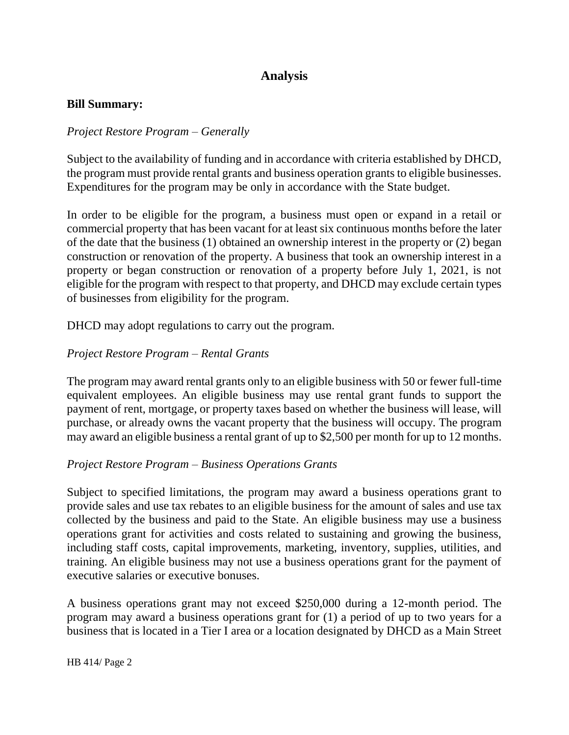# Analysis

**Bill Summary:**

*Project Restore Program – Generally*

Subject to the availability of funding and in accordance with criteria established by DHCD, the program must provide rental grants and business operation grants to eligible businesses. Expenditures for the program may be only in accordance with the State budget.

In order to be eligible for the program, a business must open or expand in a retail or commercial property that has been vacant for at least six continuous months before the later of the date that the business (1) obtained an ownership interest in the property or (2) began construction or renovation of the property. A business that took an ownership interest in a property or began construction or renovation of a property before July 1, 2021, is not eligible for the program with respect to that property, and DHCD may exclude certain types of businesses from eligibility for the program.

DHCD may adopt regulations to carry out the program.

*Project Restore Program – Rental Grants*

The program may award rental grants only to an eligible business with 50 or fewer full-time equivalent employees. An eligible business may use rental grant funds to support the payment of rent, mortgage, or property taxes based on whether the business will lease, will purchase, or already owns the vacant property that the business will occupy. The program may award an eligible business a rental grant of up to $2,500 per month for up to 12 months.

*Project Restore Program – Business Operations Grants*

Subject to specified limitations, the program may award a business operations grant to provide sales and use tax rebates to an eligible business for the amount of sales and use tax collected by the business and paid to the State. An eligible business may use a business operations grant for activities and costs related to sustaining and growing the business, including staff costs, capital improvements, marketing, inventory, supplies, utilities, and training. An eligible business may not use a business operations grant for the payment of executive salaries or executive bonuses.

A business operations grant may not exceed $250,000 during a 12-month period. The program may award a business operations grant for (1) a period of up to two years for a business that is located in a Tier I area or a location designated by DHCD as a Main Street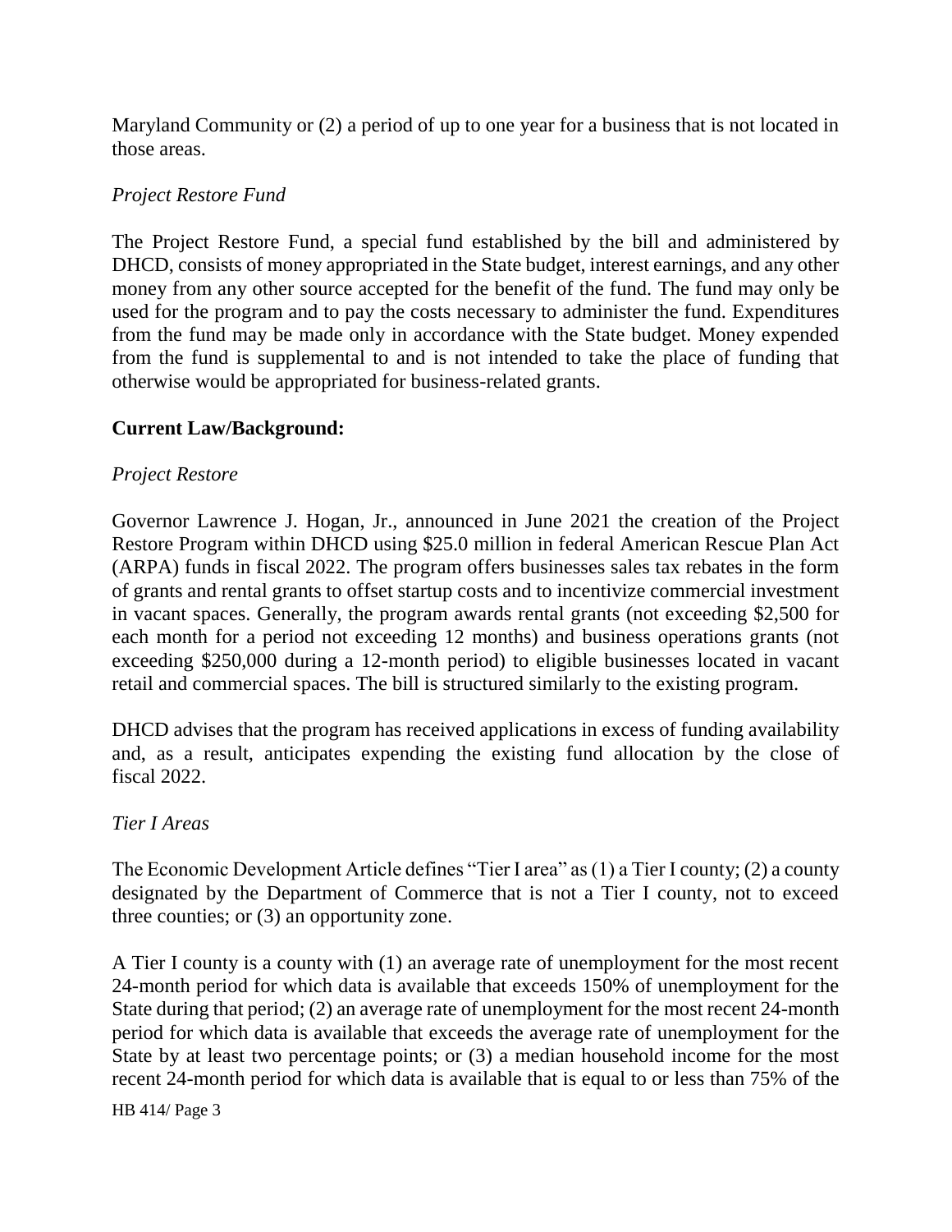Maryland Community or (2) a period of up to one year for a business that is not located in those areas.

*Project Restore Fund*

The Project Restore Fund, a special fund established by the bill and administered by DHCD, consists of money appropriated in the State budget, interest earnings, and any other money from any other source accepted for the benefit of the fund. The fund may only be used for the program and to pay the costs necessary to administer the fund. Expenditures from the fund may be made only in accordance with the State budget. Money expended from the fund is supplemental to and is not intended to take the place of funding that otherwise would be appropriated for business-related grants.

**Current Law/Background:**

*Project Restore*

Governor Lawrence J. Hogan, Jr., announced in June 2021 the creation of the Project Restore Program within DHCD using $25.0 million in federal American Rescue Plan Act (ARPA) funds in fiscal 2022. The program offers businesses sales tax rebates in the form of grants and rental grants to offset startup costs and to incentivize commercial investment in vacant spaces. Generally, the program awards rental grants (not exceeding $2,500 for each month for a period not exceeding 12 months) and business operations grants (not exceeding $250,000 during a 12-month period) to eligible businesses located in vacant retail and commercial spaces. The bill is structured similarly to the existing program.

DHCD advises that the program has received applications in excess of funding availability and, as a result, anticipates expending the existing fund allocation by the close of fiscal 2022.

*Tier I Areas*

The Economic Development Article defines "Tier I area" as (1) a Tier I county; (2) a county designated by the Department of Commerce that is not a Tier I county, not to exceed three counties; or (3) an opportunity zone.

A Tier I county is a county with (1) an average rate of unemployment for the most recent 24-month period for which data is available that exceeds 150% of unemployment for the State during that period; (2) an average rate of unemployment for the most recent 24-month period for which data is available that exceeds the average rate of unemployment for the State by at least two percentage points; or (3) a median household income for the most recent 24-month period for which data is available that is equal to or less than 75% of the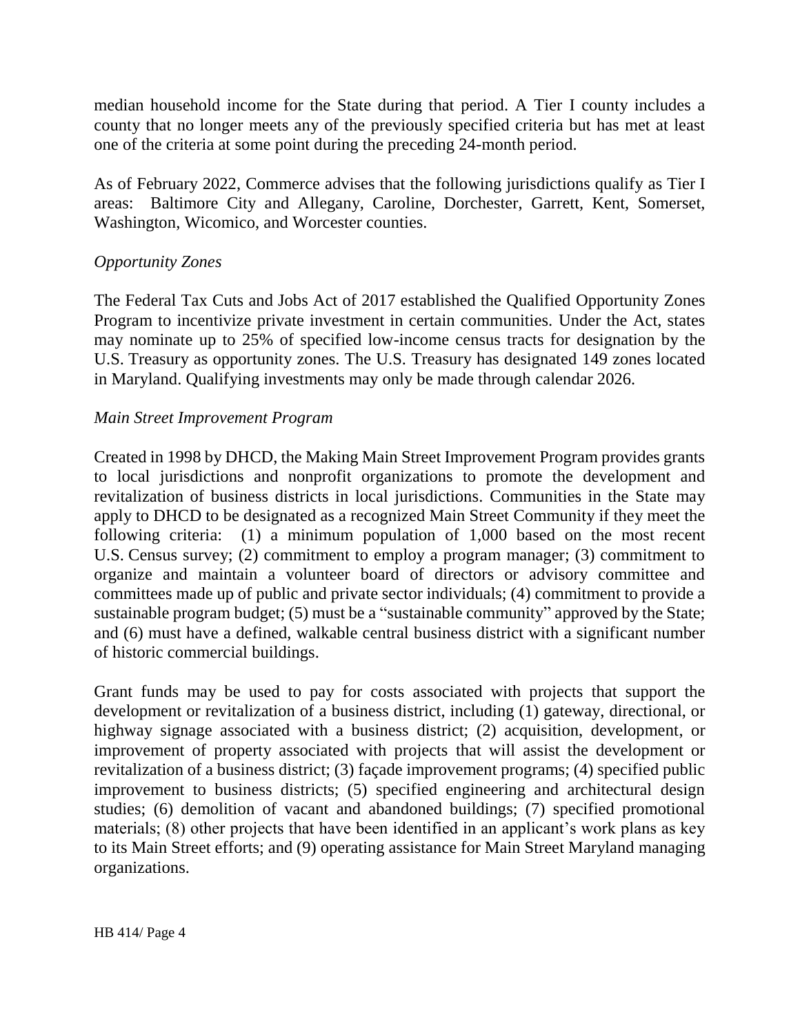median household income for the State during that period. A Tier I county includes a county that no longer meets any of the previously specified criteria but has met at least one of the criteria at some point during the preceding 24-month period.

As of February 2022, Commerce advises that the following jurisdictions qualify as Tier I areas: Baltimore City and Allegany, Caroline, Dorchester, Garrett, Kent, Somerset, Washington, Wicomico, and Worcester counties.

*Opportunity Zones*

The Federal Tax Cuts and Jobs Act of 2017 established the Qualified Opportunity Zones Program to incentivize private investment in certain communities. Under the Act, states may nominate up to 25% of specified low-income census tracts for designation by the U.S. Treasury as opportunity zones. The U.S. Treasury has designated 149 zones located in Maryland. Qualifying investments may only be made through calendar 2026.

*Main Street Improvement Program*

Created in 1998 by DHCD, the Making Main Street Improvement Program provides grants to local jurisdictions and nonprofit organizations to promote the development and revitalization of business districts in local jurisdictions. Communities in the State may apply to DHCD to be designated as a recognized Main Street Community if they meet the following criteria: (1) a minimum population of 1,000 based on the most recent U.S. Census survey; (2) commitment to employ a program manager; (3) commitment to organize and maintain a volunteer board of directors or advisory committee and committees made up of public and private sector individuals; (4) commitment to provide a sustainable program budget; (5) must be a "sustainable community" approved by the State; and (6) must have a defined, walkable central business district with a significant number of historic commercial buildings.

Grant funds may be used to pay for costs associated with projects that support the development or revitalization of a business district, including (1) gateway, directional, or highway signage associated with a business district; (2) acquisition, development, or improvement of property associated with projects that will assist the development or revitalization of a business district; (3) façade improvement programs; (4) specified public improvement to business districts; (5) specified engineering and architectural design studies; (6) demolition of vacant and abandoned buildings; (7) specified promotional materials; (8) other projects that have been identified in an applicant's work plans as key to its Main Street efforts; and (9) operating assistance for Main Street Maryland managing organizations.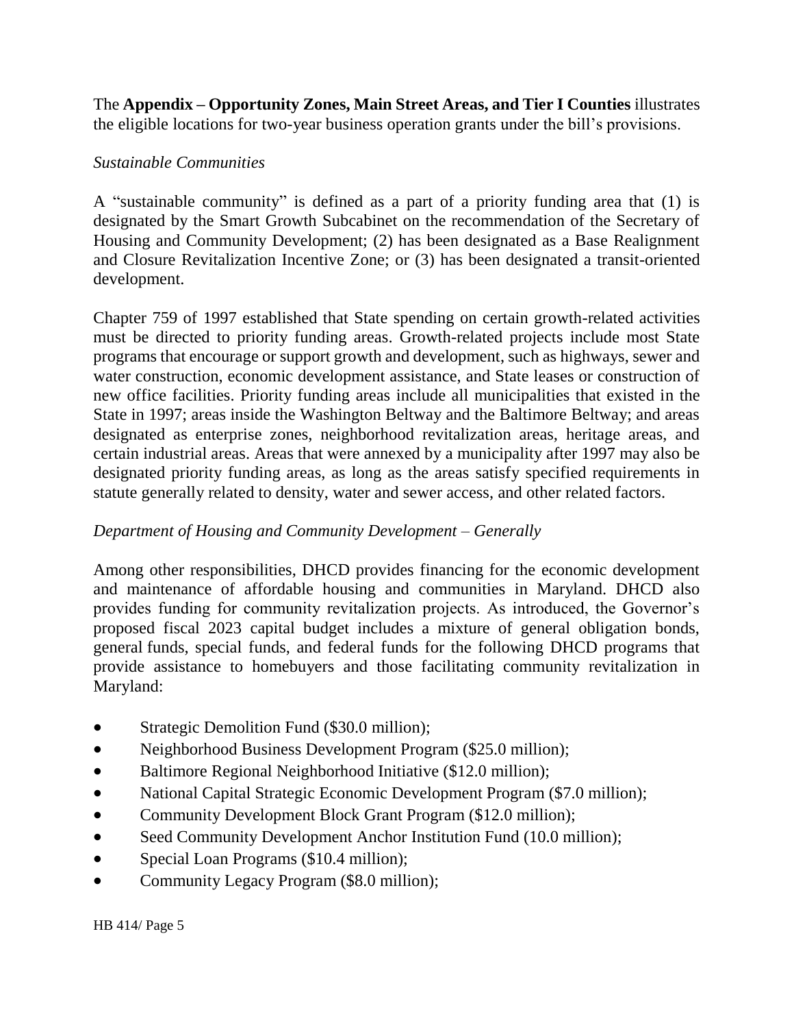The **Appendix – Opportunity Zones, Main Street Areas, and Tier I Counties** illustrates the eligible locations for two-year business operation grants under the bill's provisions.

*Sustainable Communities*

A "sustainable community" is defined as a part of a priority funding area that (1) is designated by the Smart Growth Subcabinet on the recommendation of the Secretary of Housing and Community Development; (2) has been designated as a Base Realignment and Closure Revitalization Incentive Zone; or (3) has been designated a transit-oriented development.

Chapter 759 of 1997 established that State spending on certain growth-related activities must be directed to priority funding areas. Growth-related projects include most State programs that encourage or support growth and development, such as highways, sewer and water construction, economic development assistance, and State leases or construction of new office facilities. Priority funding areas include all municipalities that existed in the State in 1997; areas inside the Washington Beltway and the Baltimore Beltway; and areas designated as enterprise zones, neighborhood revitalization areas, heritage areas, and certain industrial areas. Areas that were annexed by a municipality after 1997 may also be designated priority funding areas, as long as the areas satisfy specified requirements in statute generally related to density, water and sewer access, and other related factors.

*Department of Housing and Community Development – Generally*

Among other responsibilities, DHCD provides financing for the economic development and maintenance of affordable housing and communities in Maryland. DHCD also provides funding for community revitalization projects. As introduced, the Governor's proposed fiscal 2023 capital budget includes a mixture of general obligation bonds, general funds, special funds, and federal funds for the following DHCD programs that provide assistance to homebuyers and those facilitating community revitalization in Maryland:

- Strategic Demolition Fund ($30.0 million);
- Neighborhood Business Development Program ($25.0 million);
- Baltimore Regional Neighborhood Initiative ($12.0 million);
- National Capital Strategic Economic Development Program ($7.0 million);
- Community Development Block Grant Program ($12.0 million);
- Seed Community Development Anchor Institution Fund (10.0 million);
- Special Loan Programs ($10.4 million);
- Community Legacy Program ($8.0 million);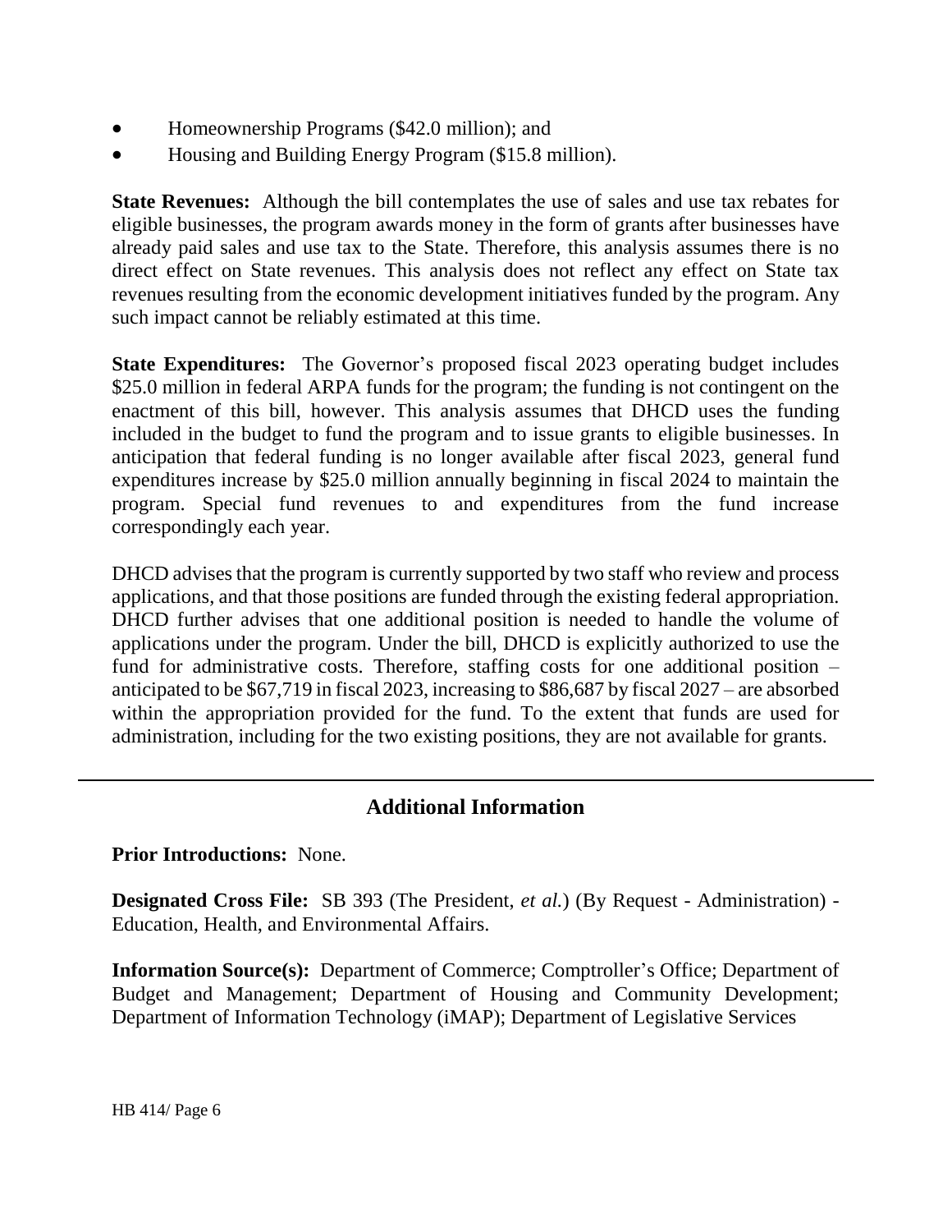- Homeownership Programs ($42.0 million); and
- Housing and Building Energy Program ($15.8 million).

**State Revenues:** Although the bill contemplates the use of sales and use tax rebates for eligible businesses, the program awards money in the form of grants after businesses have already paid sales and use tax to the State. Therefore, this analysis assumes there is no direct effect on State revenues. This analysis does not reflect any effect on State tax revenues resulting from the economic development initiatives funded by the program. Any such impact cannot be reliably estimated at this time.

**State Expenditures:** The Governor's proposed fiscal 2023 operating budget includes $25.0 million in federal ARPA funds for the program; the funding is not contingent on the enactment of this bill, however. This analysis assumes that DHCD uses the funding included in the budget to fund the program and to issue grants to eligible businesses. In anticipation that federal funding is no longer available after fiscal 2023, general fund expenditures increase by $25.0 million annually beginning in fiscal 2024 to maintain the program. Special fund revenues to and expenditures from the fund increase correspondingly each year.

DHCD advises that the program is currently supported by two staff who review and process applications, and that those positions are funded through the existing federal appropriation. DHCD further advises that one additional position is needed to handle the volume of applications under the program. Under the bill, DHCD is explicitly authorized to use the fund for administrative costs. Therefore, staffing costs for one additional position – anticipated to be $67,719 in fiscal 2023, increasing to $86,687 by fiscal 2027 – are absorbed within the appropriation provided for the fund. To the extent that funds are used for administration, including for the two existing positions, they are not available for grants.

---

## Additional Information

**Prior Introductions:** None.

**Designated Cross File:** SB 393 (The President, *et al.*) (By Request - Administration) - Education, Health, and Environmental Affairs.

**Information Source(s):** Department of Commerce; Comptroller's Office; Department of Budget and Management; Department of Housing and Community Development; Department of Information Technology (iMAP); Department of Legislative Services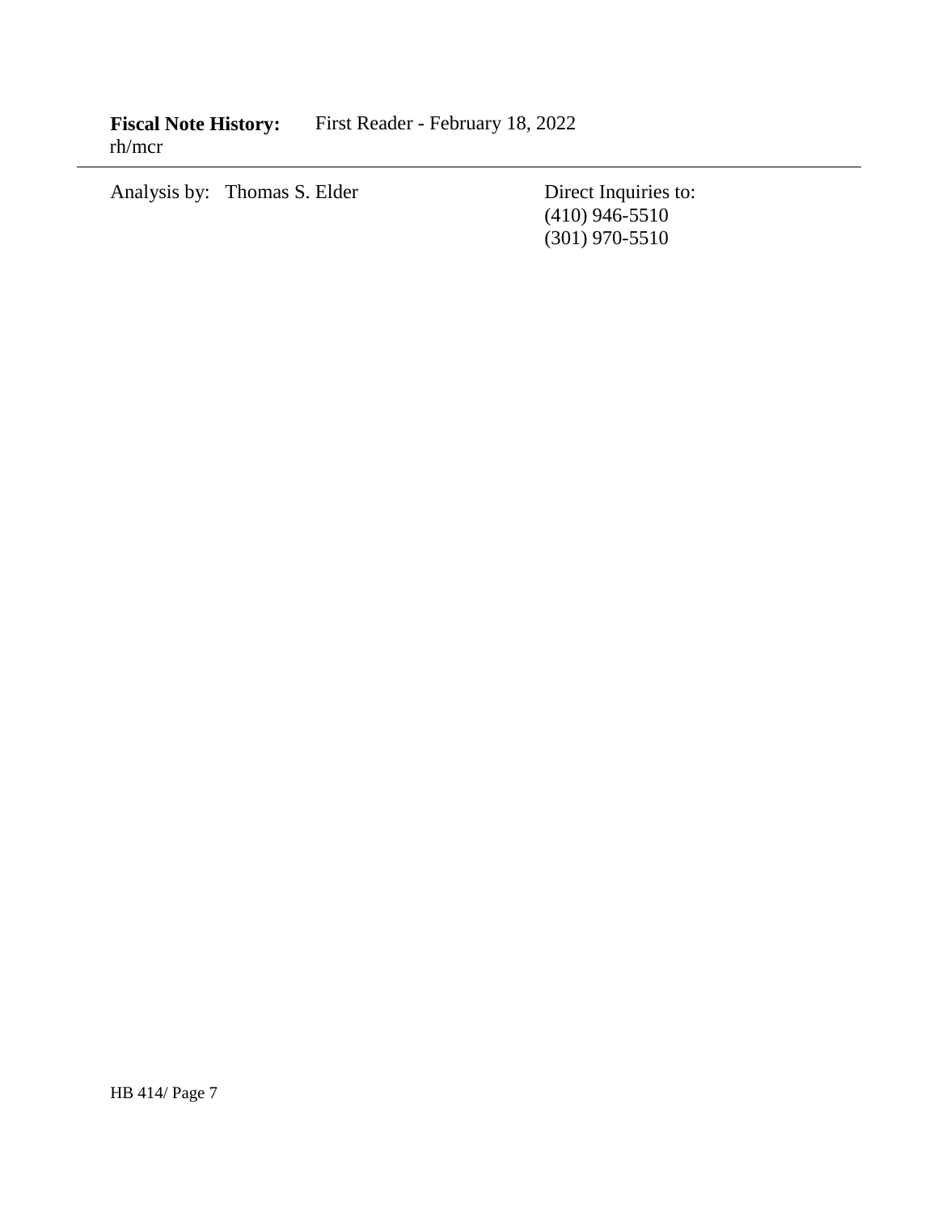**Fiscal Note History:** First Reader - February 18, 2022
rh/mcr

---

Analysis by: Thomas S. Elder

Direct Inquiries to:
(410) 946-5510
(301) 970-5510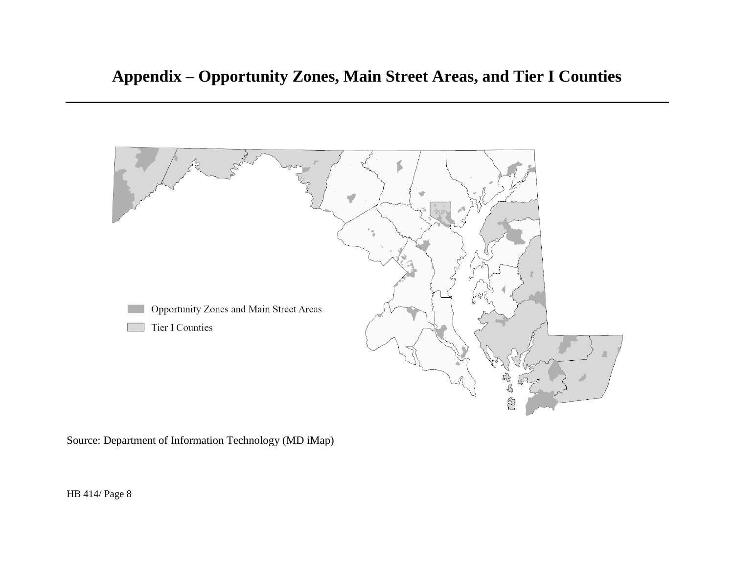# Appendix – Opportunity Zones, Main Street Areas, and Tier I Counties

Opportunity Zones and Main Street Areas

Tier I Counties

Source: Department of Information Technology (MD iMap)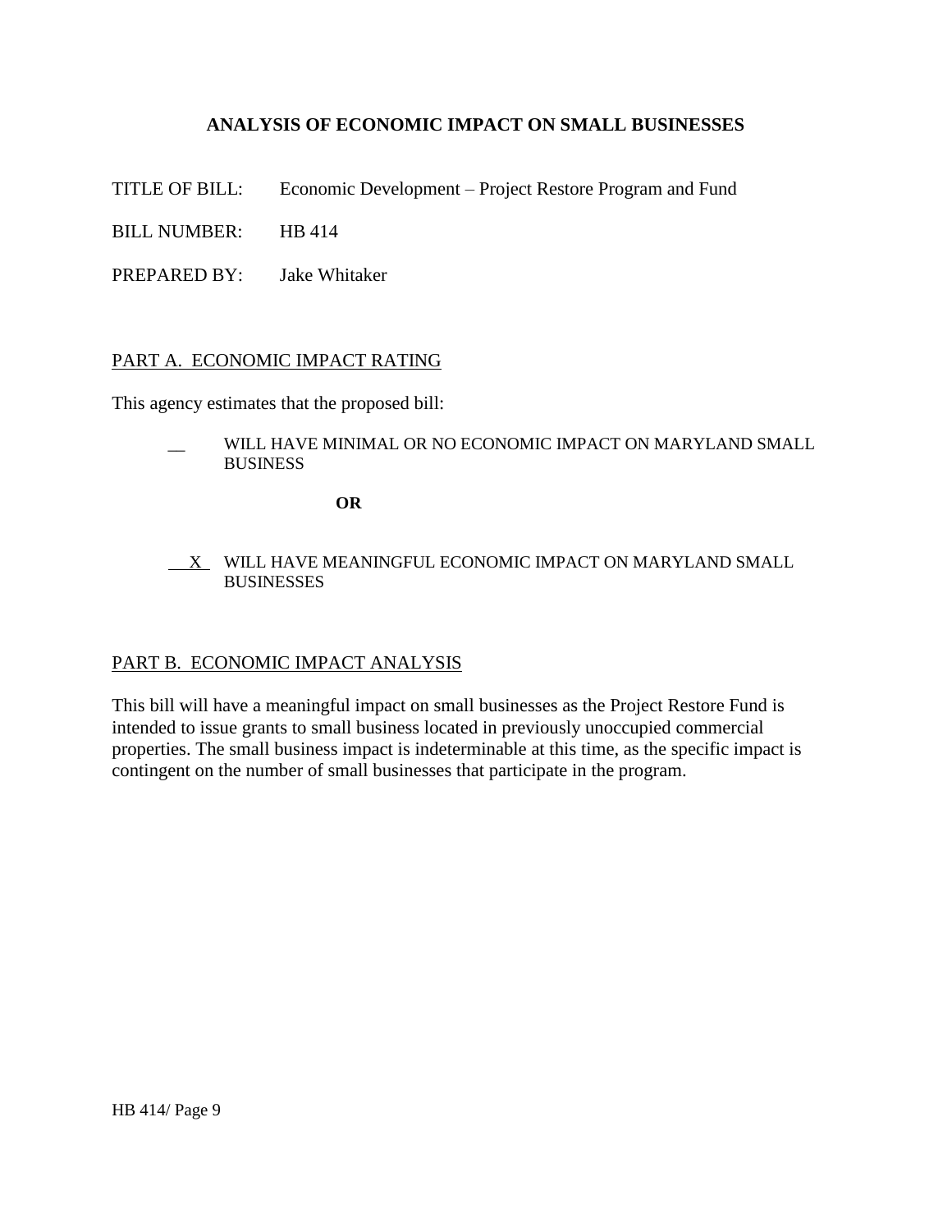## ANALYSIS OF ECONOMIC IMPACT ON SMALL BUSINESSES

TITLE OF BILL: Economic Development – Project Restore Program and Fund

BILL NUMBER: HB 414

PREPARED BY: Jake Whitaker

PART A. ECONOMIC IMPACT RATING

This agency estimates that the proposed bill:

__ WILL HAVE MINIMAL OR NO ECONOMIC IMPACT ON MARYLAND SMALL BUSINESS

**OR**

X WILL HAVE MEANINGFUL ECONOMIC IMPACT ON MARYLAND SMALL BUSINESSES

PART B. ECONOMIC IMPACT ANALYSIS

This bill will have a meaningful impact on small businesses as the Project Restore Fund is intended to issue grants to small business located in previously unoccupied commercial properties. The small business impact is indeterminable at this time, as the specific impact is contingent on the number of small businesses that participate in the program.